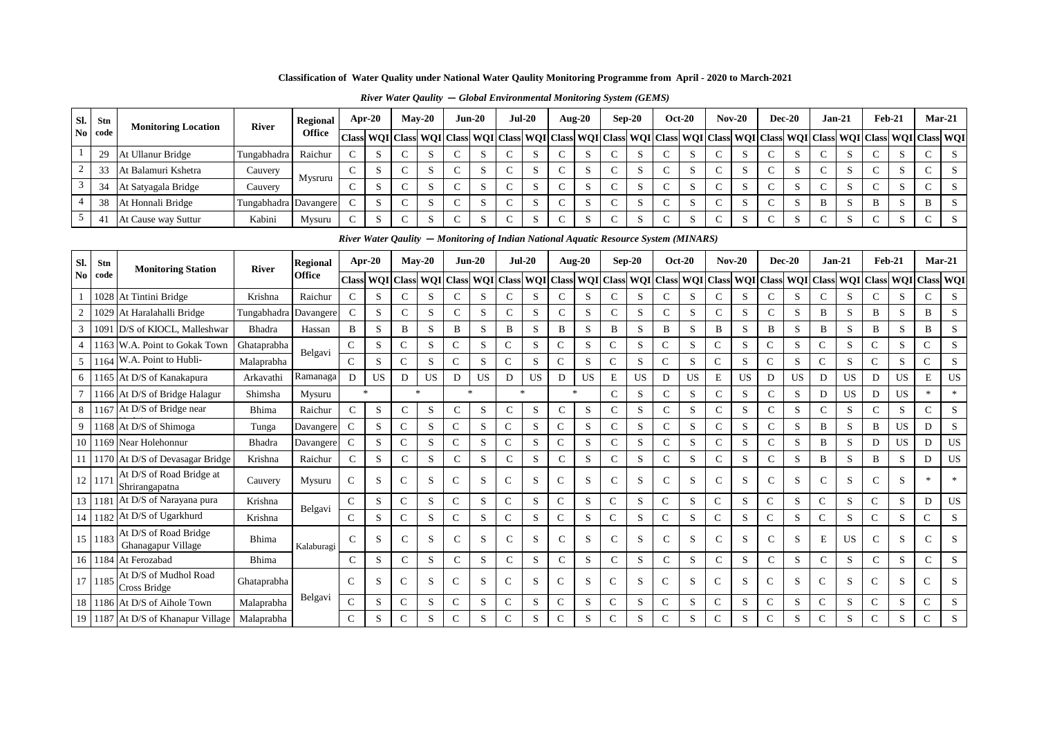**Classification of Water Quality under National Water Qaulity Monitoring Programme from April - 2020 to March-2021**

*River Water Qaulity — Global Environmental Monitoring System (GEMS)*

| Sl. No | Stn code | Monitoring Location | River | Regional Office | Apr-20 | | May-20 | | Jun-20 | | Jul-20 | | Aug-20 | | Sep-20 | | Oct-20 | | Nov-20 | | Dec-20 | | Jan-21 | | Feb-21 | | Mar-21 | |
|---|---|---|---|---|---|---|---|---|---|---|---|---|---|---|---|---|---|---|---|---|---|---|---|---|---|---|---|---|
| | | | | | Class | WQI | Class | WQI | Class | WQI | Class | WQI | Class | WQI | Class | WQI | Class | WQI | Class | WQI | Class | WQI | Class | WQI | Class | WQI | Class | WQI |
| 1 | 29 | At Ullanur Bridge | Tungabhadra | Raichur | C | S | C | S | C | S | C | S | C | S | C | S | C | S | C | S | C | S | C | S | C | S | C | S |
| 2 | 33 | At Balamuri Kshetra | Cauvery | Mysruru | C | S | C | S | C | S | C | S | C | S | C | S | C | S | C | S | C | S | C | S | C | S | C | S |
| 3 | 34 | At Satyagala Bridge | Cauvery | | C | S | C | S | C | S | C | S | C | S | C | S | C | S | C | S | C | S | C | S | C | S | C | S |
| 4 | 38 | At Honnali Bridge | Tungabhadra | Davangere | C | S | C | S | C | S | C | S | C | S | C | S | C | S | C | S | C | S | B | S | B | S | B | S |
| 5 | 41 | At Cause way Suttur | Kabini | Mysuru | C | S | C | S | C | S | C | S | C | S | C | S | C | S | C | S | C | S | C | S | C | S | C | S |

*River Water Qaulity — Monitoring of Indian National Aquatic Resource System (MINARS)*

| Sl. No | Stn code | Monitoring Station | River | Regional Office | Apr-20 | | May-20 | | Jun-20 | | Jul-20 | | Aug-20 | | Sep-20 | | Oct-20 | | Nov-20 | | Dec-20 | | Jan-21 | | Feb-21 | | Mar-21 | |
|---|---|---|---|---|---|---|---|---|---|---|---|---|---|---|---|---|---|---|---|---|---|---|---|---|---|---|---|---|
| | | | | | Class | WQI | Class | WQI | Class | WQI | Class | WQI | Class | WQI | Class | WQI | Class | WQI | Class | WQI | Class | WQI | Class | WQI | Class | WQI | Class | WQI |
| 1 | 1028 | At Tintini Bridge | Krishna | Raichur | C | S | C | S | C | S | C | S | C | S | C | S | C | S | C | S | C | S | C | S | C | S | C | S |
| 2 | 1029 | At Haralahalli Bridge | Tungabhadra | Davangere | C | S | C | S | C | S | C | S | C | S | C | S | C | S | C | S | C | S | B | S | B | S | B | S |
| 3 | 1091 | D/S of KIOCL, Malleshwar | Bhadra | Hassan | B | S | B | S | B | S | B | S | B | S | B | S | B | S | B | S | B | S | B | S | B | S | B | S |
| 4 | 1163 | W.A. Point to Gokak Town | Ghataprabha | Belgavi | C | S | C | S | C | S | C | S | C | S | C | S | C | S | C | S | C | S | C | S | C | S | C | S |
| 5 | 1164 | W.A. Point to Hubli- | Malaprabha | | C | S | C | S | C | S | C | S | C | S | C | S | C | S | C | S | C | S | C | S | C | S | C | S |
| 6 | 1165 | At D/S of Kanakapura | Arkavathi | Ramanaga | D | US | D | US | D | US | D | US | D | US | E | US | D | US | E | US | D | US | D | US | D | US | E | US |
| 7 | 1166 | At D/S of Bridge Halagur | Shimsha | Mysuru | * | | * | | * | | * | | * | | C | S | C | S | C | S | C | S | D | US | D | US | * | * |
| 8 | 1167 | At D/S of Bridge near | Bhima | Raichur | C | S | C | S | C | S | C | S | C | S | C | S | C | S | C | S | C | S | C | S | C | S | C | S |
| 9 | 1168 | At D/S of Shimoga | Tunga | Davangere | C | S | C | S | C | S | C | S | C | S | C | S | C | S | C | S | C | S | B | S | B | US | D | S |
| 10 | 1169 | Near Holehonnur | Bhadra | Davangere | C | S | C | S | C | S | C | S | C | S | C | S | C | S | C | S | C | S | B | S | D | US | D | US |
| 11 | 1170 | At D/S of Devasagar Bridge | Krishna | Raichur | C | S | C | S | C | S | C | S | C | S | C | S | C | S | C | S | C | S | B | S | B | S | D | US |
| 12 | 1171 | At D/S of Road Bridge at Shrirangapatna | Cauvery | Mysuru | C | S | C | S | C | S | C | S | C | S | C | S | C | S | C | S | C | S | C | S | C | S | * | * |
| 13 | 1181 | At D/S of Narayana pura | Krishna | Belgavi | C | S | C | S | C | S | C | S | C | S | C | S | C | S | C | S | C | S | C | S | C | S | D | US |
| 14 | 1182 | At D/S of Ugarkhurd | Krishna | | C | S | C | S | C | S | C | S | C | S | C | S | C | S | C | S | C | S | C | S | C | S | C | S |
| 15 | 1183 | At D/S of Road Bridge Ghanagapur Village | Bhima | Kalaburagi | C | S | C | S | C | S | C | S | C | S | C | S | C | S | C | S | C | S | E | US | C | S | C | S |
| 16 | 1184 | At Ferozabad | Bhima | | C | S | C | S | C | S | C | S | C | S | C | S | C | S | C | S | C | S | C | S | C | S | C | S |
| 17 | 1185 | At D/S of Mudhol Road Cross Bridge | Ghataprabha | Belgavi | C | S | C | S | C | S | C | S | C | S | C | S | C | S | C | S | C | S | C | S | C | S | C | S |
| 18 | 1186 | At D/S of Aihole Town | Malaprabha | | C | S | C | S | C | S | C | S | C | S | C | S | C | S | C | S | C | S | C | S | C | S | C | S |
| 19 | 1187 | At D/S of Khanapur Village | Malaprabha | | C | S | C | S | C | S | C | S | C | S | C | S | C | S | C | S | C | S | C | S | C | S | C | S |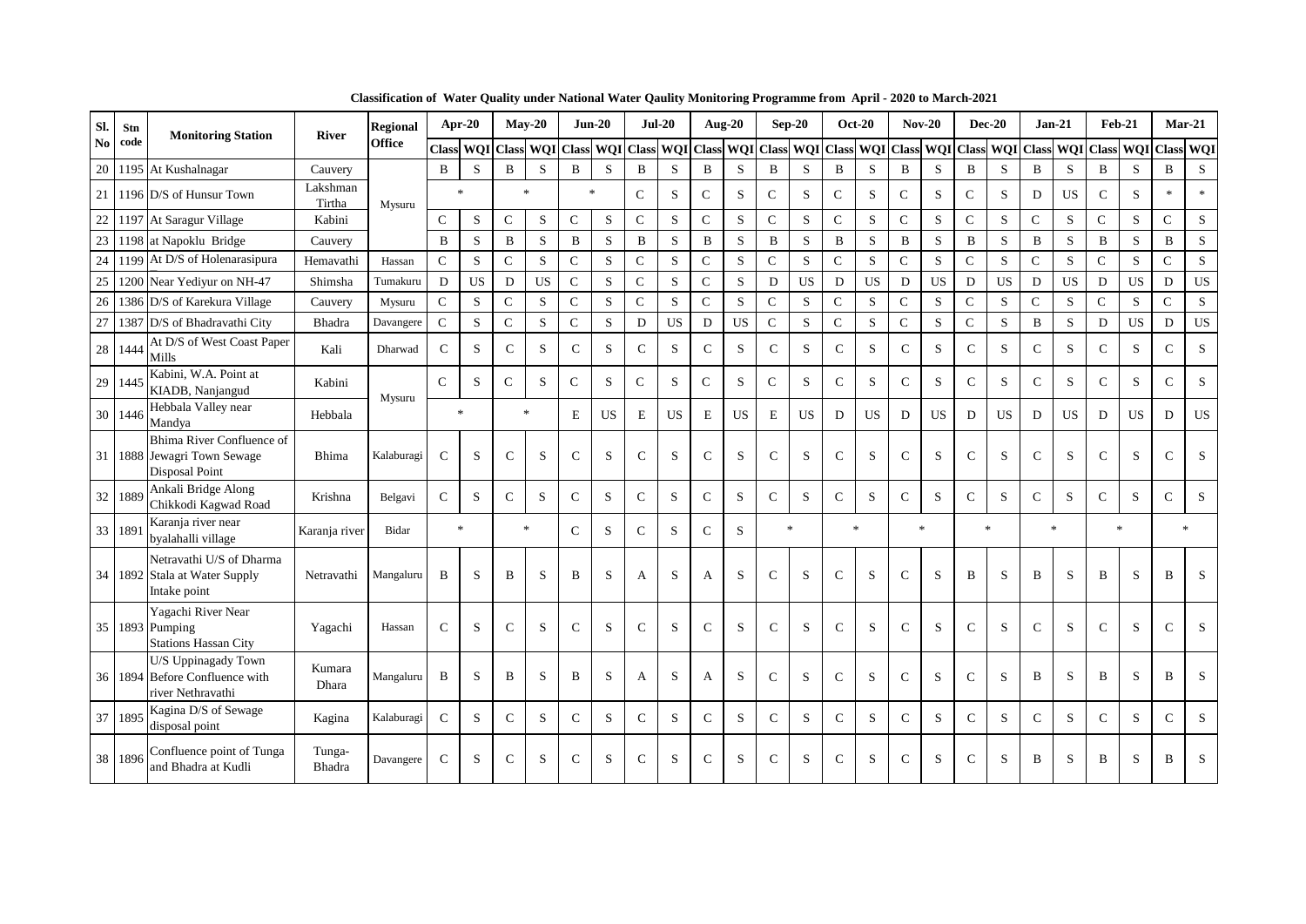**Classification of Water Quality under National Water Qaulity Monitoring Programme from April - 2020 to March-2021**

| Sl. No | Stn code | Monitoring Station | River | Regional Office | Apr-20 | | May-20 | | Jun-20 | | Jul-20 | | Aug-20 | | Sep-20 | | Oct-20 | | Nov-20 | | Dec-20 | | Jan-21 | | Feb-21 | | Mar-21 | |
|---|---|---|---|---|---|---|---|---|---|---|---|---|---|---|---|---|---|---|---|---|---|---|---|---|---|---|---|---|
| | | | | | Class | WQI | Class | WQI | Class | WQI | Class | WQI | Class | WQI | Class | WQI | Class | WQI | Class | WQI | Class | WQI | Class | WQI | Class | WQI | Class | WQI |
| 20 | 1195 | At Kushalnagar | Cauvery | Mysuru | B | S | B | S | B | S | B | S | B | S | B | S | B | S | B | S | B | S | B | S | B | S | B | S |
| 21 | 1196 | D/S of Hunsur Town | Lakshman Tirtha | Mysuru | * | | * | | * | | C | S | C | S | C | S | C | S | C | S | C | S | D | US | C | S | * | * |
| 22 | 1197 | At Saragur Village | Kabini | Mysuru | C | S | C | S | C | S | C | S | C | S | C | S | C | S | C | S | C | S | C | S | C | S | C | S |
| 23 | 1198 | at Napoklu Bridge | Cauvery | Mysuru | B | S | B | S | B | S | B | S | B | S | B | S | B | S | B | S | B | S | B | S | B | S | B | S |
| 24 | 1199 | At D/S of Holenarasipura | Hemavathi | Hassan | C | S | C | S | C | S | C | S | C | S | C | S | C | S | C | S | C | S | C | S | C | S | C | S |
| 25 | 1200 | Near Yediyur on NH-47 | Shimsha | Tumakuru | D | US | D | US | C | S | C | S | C | S | D | US | D | US | D | US | D | US | D | US | D | US | D | US |
| 26 | 1386 | D/S of Karekura Village | Cauvery | Mysuru | C | S | C | S | C | S | C | S | C | S | C | S | C | S | C | S | C | S | C | S | C | S | C | S |
| 27 | 1387 | D/S of Bhadravathi City | Bhadra | Davangere | C | S | C | S | C | S | D | US | D | US | C | S | C | S | C | S | C | S | B | S | D | US | D | US |
| 28 | 1444 | At D/S of West Coast Paper Mills | Kali | Dharwad | C | S | C | S | C | S | C | S | C | S | C | S | C | S | C | S | C | S | C | S | C | S | C | S |
| 29 | 1445 | Kabini, W.A. Point at KIADB, Nanjangud | Kabini | Mysuru | C | S | C | S | C | S | C | S | C | S | C | S | C | S | C | S | C | S | C | S | C | S | C | S |
| 30 | 1446 | Hebbala Valley near Mandya | Hebbala | Mysuru | * | | * | | E | US | E | US | E | US | E | US | D | US | D | US | D | US | D | US | D | US | D | US |
| 31 | 1888 | Bhima River Confluence of Jewagri Town Sewage Disposal Point | Bhima | Kalaburagi | C | S | C | S | C | S | C | S | C | S | C | S | C | S | C | S | C | S | C | S | C | S | C | S |
| 32 | 1889 | Ankali Bridge Along Chikkodi Kagwad Road | Krishna | Belgavi | C | S | C | S | C | S | C | S | C | S | C | S | C | S | C | S | C | S | C | S | C | S | C | S |
| 33 | 1891 | Karanja river near byalahalli village | Karanja river | Bidar | * | | * | | C | S | C | S | C | S | * | | * | | * | | * | | * | | * | | * | |
| 34 | 1892 | Netravathi U/S of Dharma Stala at Water Supply Intake point | Netravathi | Mangaluru | B | S | B | S | B | S | A | S | A | S | C | S | C | S | C | S | B | S | B | S | B | S | B | S |
| 35 | 1893 | Yagachi River Near Pumping Stations Hassan City | Yagachi | Hassan | C | S | C | S | C | S | C | S | C | S | C | S | C | S | C | S | C | S | C | S | C | S | C | S |
| 36 | 1894 | U/S Uppinagady Town Before Confluence with river Nethravathi | Kumara Dhara | Mangaluru | B | S | B | S | B | S | A | S | A | S | C | S | C | S | C | S | C | S | B | S | B | S | B | S |
| 37 | 1895 | Kagina D/S of Sewage disposal point | Kagina | Kalaburagi | C | S | C | S | C | S | C | S | C | S | C | S | C | S | C | S | C | S | C | S | C | S | C | S |
| 38 | 1896 | Confluence point of Tunga and Bhadra at Kudli | Tunga-Bhadra | Davangere | C | S | C | S | C | S | C | S | C | S | C | S | C | S | C | S | C | S | B | S | B | S | B | S |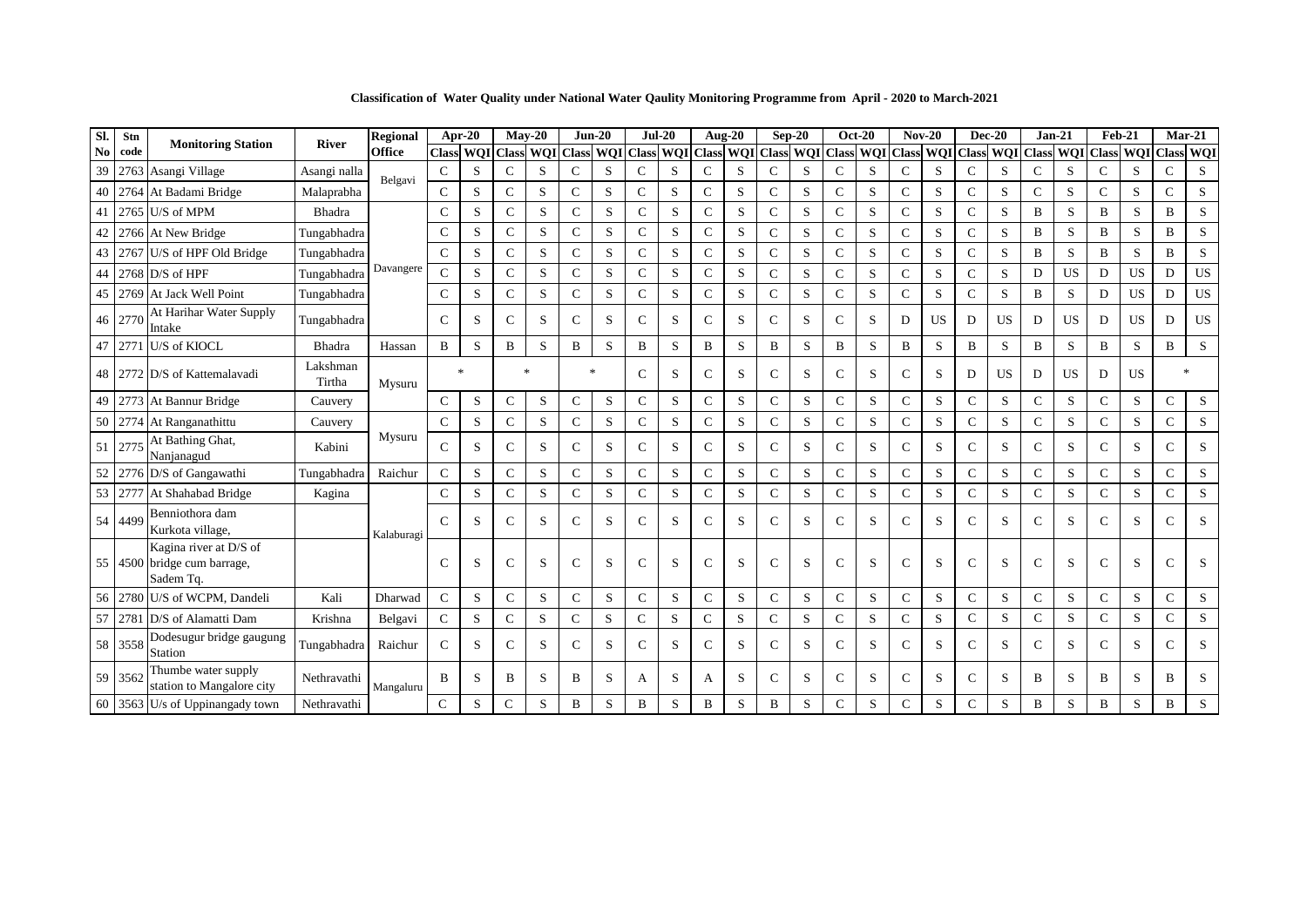**Classification of Water Quality under National Water Qaulity Monitoring Programme from April - 2020 to March-2021**

| Sl. No | Stn code | Monitoring Station | River | Regional Office | Apr-20 | | May-20 | | Jun-20 | | Jul-20 | | Aug-20 | | Sep-20 | | Oct-20 | | Nov-20 | | Dec-20 | | Jan-21 | | Feb-21 | | Mar-21 | |
|---|---|---|---|---|---|---|---|---|---|---|---|---|---|---|---|---|---|---|---|---|---|---|---|---|---|---|---|---|
| | | | | | Class | WQI | Class | WQI | Class | WQI | Class | WQI | Class | WQI | Class | WQI | Class | WQI | Class | WQI | Class | WQI | Class | WQI | Class | WQI | Class | WQI |
| 39 | 2763 | Asangi Village | Asangi nalla | Belgavi | C | S | C | S | C | S | C | S | C | S | C | S | C | S | C | S | C | S | C | S | C | S | C | S |
| 40 | 2764 | At Badami Bridge | Malaprabha | | C | S | C | S | C | S | C | S | C | S | C | S | C | S | C | S | C | S | C | S | C | S | C | S |
| 41 | 2765 | U/S of MPM | Bhadra | Davangere | C | S | C | S | C | S | C | S | C | S | C | S | C | S | C | S | C | S | B | S | B | S | B | S |
| 42 | 2766 | At New Bridge | Tungabhadra | | C | S | C | S | C | S | C | S | C | S | C | S | C | S | C | S | C | S | B | S | B | S | B | S |
| 43 | 2767 | U/S of HPF Old Bridge | Tungabhadra | | C | S | C | S | C | S | C | S | C | S | C | S | C | S | C | S | C | S | B | S | B | S | B | S |
| 44 | 2768 | D/S of HPF | Tungabhadra | | C | S | C | S | C | S | C | S | C | S | C | S | C | S | C | S | C | S | D | US | D | US | D | US |
| 45 | 2769 | At Jack Well Point | Tungabhadra | | C | S | C | S | C | S | C | S | C | S | C | S | C | S | C | S | C | S | B | S | D | US | D | US |
| 46 | 2770 | At Harihar Water Supply Intake | Tungabhadra | | C | S | C | S | C | S | C | S | C | S | C | S | C | S | D | US | D | US | D | US | D | US | D | US |
| 47 | 2771 | U/S of KIOCL | Bhadra | Hassan | B | S | B | S | B | S | B | S | B | S | B | S | B | S | B | S | B | S | B | S | B | S | B | S |
| 48 | 2772 | D/S of Kattemalavadi | Lakshman Tirtha | Mysuru | * | | * | | * | | C | S | C | S | C | S | C | S | C | S | D | US | D | US | D | US | * | |
| 49 | 2773 | At Bannur Bridge | Cauvery | Mysuru | C | S | C | S | C | S | C | S | C | S | C | S | C | S | C | S | C | S | C | S | C | S | C | S |
| 50 | 2774 | At Ranganathittu | Cauvery | | C | S | C | S | C | S | C | S | C | S | C | S | C | S | C | S | C | S | C | S | C | S | C | S |
| 51 | 2775 | At Bathing Ghat, Nanjanagud | Kabini | | C | S | C | S | C | S | C | S | C | S | C | S | C | S | C | S | C | S | C | S | C | S | C | S |
| 52 | 2776 | D/S of Gangawathi | Tungabhadra | Raichur | C | S | C | S | C | S | C | S | C | S | C | S | C | S | C | S | C | S | C | S | C | S | C | S |
| 53 | 2777 | At Shahabad Bridge | Kagina | Kalaburagi | C | S | C | S | C | S | C | S | C | S | C | S | C | S | C | S | C | S | C | S | C | S | C | S |
| 54 | 4499 | Benniothora dam Kurkota village, | | | C | S | C | S | C | S | C | S | C | S | C | S | C | S | C | S | C | S | C | S | C | S | C | S |
| 55 | 4500 | Kagina river at D/S of bridge cum barrage, Sadem Tq. | | | C | S | C | S | C | S | C | S | C | S | C | S | C | S | C | S | C | S | C | S | C | S | C | S |
| 56 | 2780 | U/S of WCPM, Dandeli | Kali | Dharwad | C | S | C | S | C | S | C | S | C | S | C | S | C | S | C | S | C | S | C | S | C | S | C | S |
| 57 | 2781 | D/S of Alamatti Dam | Krishna | Belgavi | C | S | C | S | C | S | C | S | C | S | C | S | C | S | C | S | C | S | C | S | C | S | C | S |
| 58 | 3558 | Dodesugur bridge gaugung Station | Tungabhadra | Raichur | C | S | C | S | C | S | C | S | C | S | C | S | C | S | C | S | C | S | C | S | C | S | C | S |
| 59 | 3562 | Thumbe water supply station to Mangalore city | Nethravathi | Mangaluru | B | S | B | S | B | S | A | S | A | S | C | S | C | S | C | S | C | S | B | S | B | S | B | S |
| 60 | 3563 | U/s of Uppinangady town | Nethravathi | | C | S | C | S | B | S | B | S | B | S | B | S | C | S | C | S | C | S | B | S | B | S | B | S |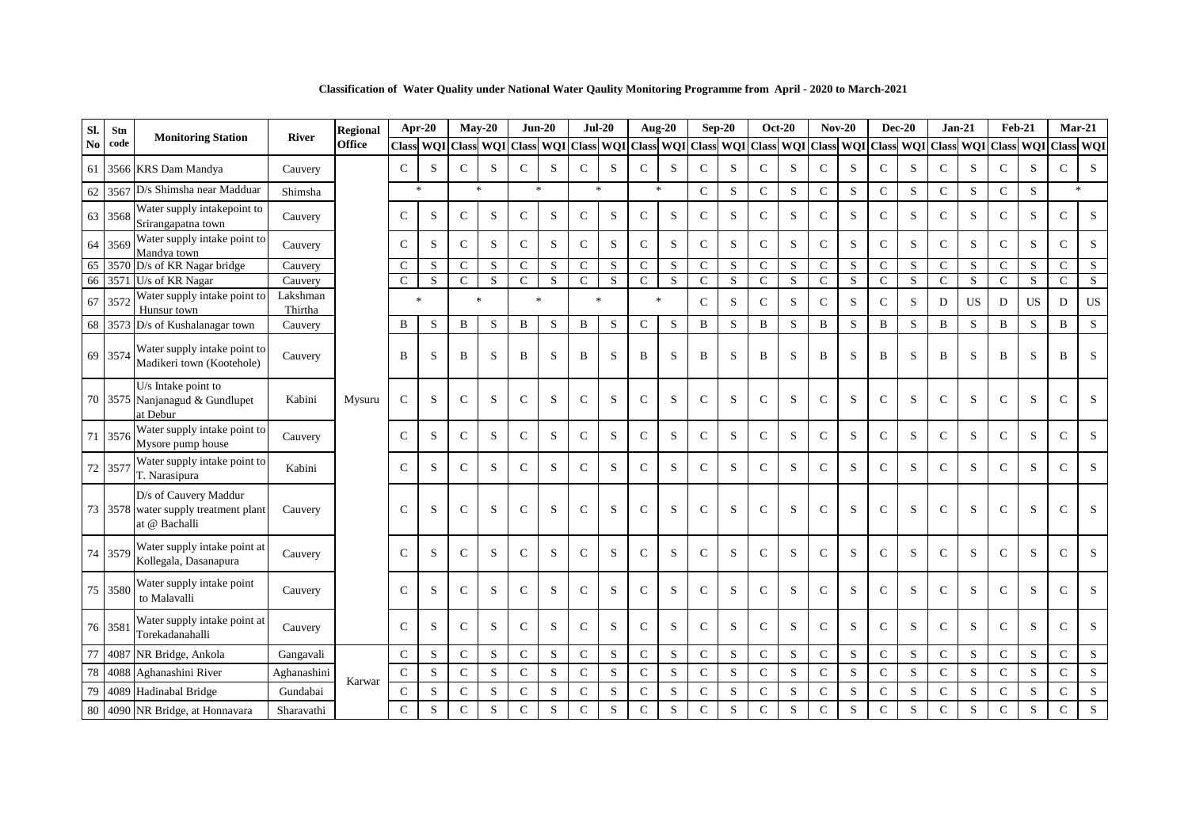**Classification of Water Quality under National Water Qaulity Monitoring Programme from April - 2020 to March-2021**

| Sl. No | Stn code | Monitoring Station | River | Regional Office | Apr-20 | | May-20 | | Jun-20 | | Jul-20 | | Aug-20 | | Sep-20 | | Oct-20 | | Nov-20 | | Dec-20 | | Jan-21 | | Feb-21 | | Mar-21 | |
|---|---|---|---|---|---|---|---|---|---|---|---|---|---|---|---|---|---|---|---|---|---|---|---|---|---|---|---|---|
| | | | | | Class | WQI | Class | WQI | Class | WQI | Class | WQI | Class | WQI | Class | WQI | Class | WQI | Class | WQI | Class | WQI | Class | WQI | Class | WQI | Class | WQI |
| 61 | 3566 | KRS Dam Mandya | Cauvery | Mysuru | C | S | C | S | C | S | C | S | C | S | C | S | C | S | C | S | C | S | C | S | C | S | C | S |
| 62 | 3567 | D/s Shimsha near Madduar | Shimsha | | * | | * | | * | | * | | * | | C | S | C | S | C | S | C | S | C | S | C | S | * | |
| 63 | 3568 | Water supply intakepoint to Srirangapatna town | Cauvery | | C | S | C | S | C | S | C | S | C | S | C | S | C | S | C | S | C | S | C | S | C | S | C | S |
| 64 | 3569 | Water supply intake point to Mandya town | Cauvery | | C | S | C | S | C | S | C | S | C | S | C | S | C | S | C | S | C | S | C | S | C | S | C | S |
| 65 | 3570 | D/s of KR Nagar bridge | Cauvery | | C | S | C | S | C | S | C | S | C | S | C | S | C | S | C | S | C | S | C | S | C | S | C | S |
| 66 | 3571 | U/s of KR Nagar | Cauvery | | C | S | C | S | C | S | C | S | C | S | C | S | C | S | C | S | C | S | C | S | C | S | C | S |
| 67 | 3572 | Water supply intake point to Hunsur town | Lakshman Thirtha | | * | | * | | * | | * | | * | | C | S | C | S | C | S | C | S | D | US | D | US | D | US |
| 68 | 3573 | D/s of Kushalanagar town | Cauvery | | B | S | B | S | B | S | B | S | C | S | B | S | B | S | B | S | B | S | B | S | B | S | B | S |
| 69 | 3574 | Water supply intake point to Madikeri town (Kootehole) | Cauvery | | B | S | B | S | B | S | B | S | B | S | B | S | B | S | B | S | B | S | B | S | B | S | B | S |
| 70 | 3575 | U/s Intake point to Nanjanagud & Gundlupet at Debur | Kabini | | C | S | C | S | C | S | C | S | C | S | C | S | C | S | C | S | C | S | C | S | C | S | C | S |
| 71 | 3576 | Water supply intake point to Mysore pump house | Cauvery | | C | S | C | S | C | S | C | S | C | S | C | S | C | S | C | S | C | S | C | S | C | S | C | S |
| 72 | 3577 | Water supply intake point to T. Narasipura | Kabini | | C | S | C | S | C | S | C | S | C | S | C | S | C | S | C | S | C | S | C | S | C | S | C | S |
| 73 | 3578 | D/s of Cauvery Maddur water supply treatment plant at @ Bachalli | Cauvery | | C | S | C | S | C | S | C | S | C | S | C | S | C | S | C | S | C | S | C | S | C | S | C | S |
| 74 | 3579 | Water supply intake point at Kollegala, Dasanapura | Cauvery | | C | S | C | S | C | S | C | S | C | S | C | S | C | S | C | S | C | S | C | S | C | S | C | S |
| 75 | 3580 | Water supply intake point to Malavalli | Cauvery | | C | S | C | S | C | S | C | S | C | S | C | S | C | S | C | S | C | S | C | S | C | S | C | S |
| 76 | 3581 | Water supply intake point at Torekadanahalli | Cauvery | | C | S | C | S | C | S | C | S | C | S | C | S | C | S | C | S | C | S | C | S | C | S | C | S |
| 77 | 4087 | NR Bridge, Ankola | Gangavali | Karwar | C | S | C | S | C | S | C | S | C | S | C | S | C | S | C | S | C | S | C | S | C | S | C | S |
| 78 | 4088 | Aghanashini River | Aghanashini | | C | S | C | S | C | S | C | S | C | S | C | S | C | S | C | S | C | S | C | S | C | S | C | S |
| 79 | 4089 | Hadinabal Bridge | Gundabai | | C | S | C | S | C | S | C | S | C | S | C | S | C | S | C | S | C | S | C | S | C | S | C | S |
| 80 | 4090 | NR Bridge, at Honnavara | Sharavathi | | C | S | C | S | C | S | C | S | C | S | C | S | C | S | C | S | C | S | C | S | C | S | C | S |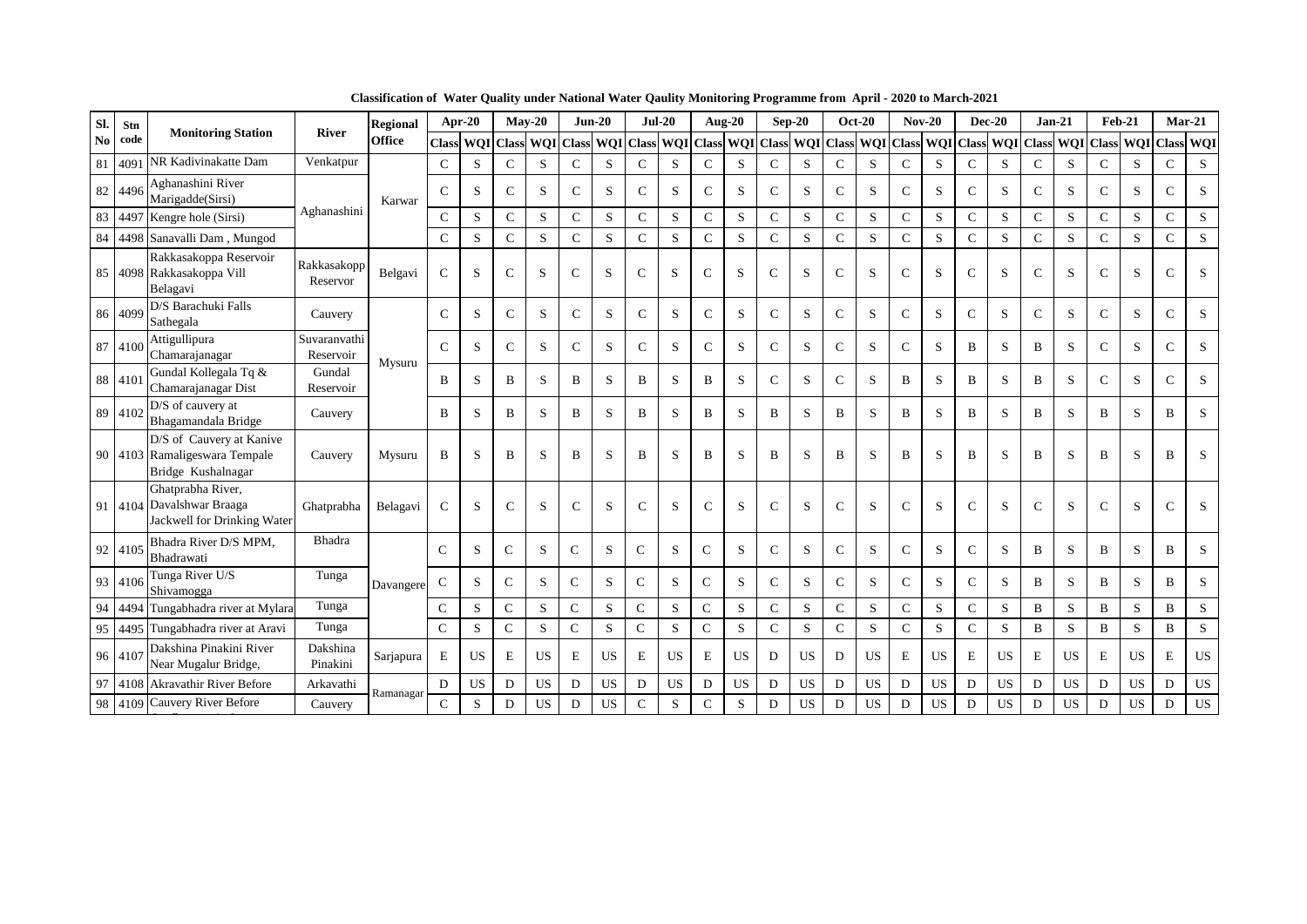**Classification of Water Quality under National Water Qaulity Monitoring Programme from April - 2020 to March-2021**

| Sl. No | Stn code | Monitoring Station | River | Regional Office | Apr-20 | | May-20 | | Jun-20 | | Jul-20 | | Aug-20 | | Sep-20 | | Oct-20 | | Nov-20 | | Dec-20 | | Jan-21 | | Feb-21 | | Mar-21 | |
|---|---|---|---|---|---|---|---|---|---|---|---|---|---|---|---|---|---|---|---|---|---|---|---|---|---|---|---|---|
| | | | | | Class | WQI | Class | WQI | Class | WQI | Class | WQI | Class | WQI | Class | WQI | Class | WQI | Class | WQI | Class | WQI | Class | WQI | Class | WQI | Class | WQI |
| 81 | 4091 | NR Kadivinakatte Dam | Venkatpur | Karwar | C | S | C | S | C | S | C | S | C | S | C | S | C | S | C | S | C | S | C | S | C | S | C | S |
| 82 | 4496 | Aghanashini River Marigadde(Sirsi) | Aghanashini | | C | S | C | S | C | S | C | S | C | S | C | S | C | S | C | S | C | S | C | S | C | S | C | S |
| 83 | 4497 | Kengre hole (Sirsi) | | | C | S | C | S | C | S | C | S | C | S | C | S | C | S | C | S | C | S | C | S | C | S | C | S |
| 84 | 4498 | Sanavalli Dam , Mungod | | | C | S | C | S | C | S | C | S | C | S | C | S | C | S | C | S | C | S | C | S | C | S | C | S |
| 85 | 4098 | Rakkasakoppa Reservoir Rakkasakoppa Vill Belagavi | Rakkasakopp Reservor | Belgavi | C | S | C | S | C | S | C | S | C | S | C | S | C | S | C | S | C | S | C | S | C | S | C | S |
| 86 | 4099 | D/S Barachuki Falls Sathegala | Cauvery | Mysuru | C | S | C | S | C | S | C | S | C | S | C | S | C | S | C | S | C | S | C | S | C | S | C | S |
| 87 | 4100 | Attigullipura Chamarajanagar | Suvaranvathi Reservoir | | C | S | C | S | C | S | C | S | C | S | C | S | C | S | C | S | B | S | B | S | C | S | C | S |
| 88 | 4101 | Gundal Kollegala Tq & Chamarajanagar Dist | Gundal Reservoir | | B | S | B | S | B | S | B | S | B | S | C | S | C | S | B | S | B | S | B | S | C | S | C | S |
| 89 | 4102 | D/S of cauvery at Bhagamandala Bridge | Cauvery | | B | S | B | S | B | S | B | S | B | S | B | S | B | S | B | S | B | S | B | S | B | S | B | S |
| 90 | 4103 | D/S of Cauvery at Kanive Ramaligeswara Tempale Bridge Kushalnagar | Cauvery | Mysuru | B | S | B | S | B | S | B | S | B | S | B | S | B | S | B | S | B | S | B | S | B | S | B | S |
| 91 | 4104 | Ghatprabha River, Davalshwar Braaga Jackwell for Drinking Water | Ghatprabha | Belagavi | C | S | C | S | C | S | C | S | C | S | C | S | C | S | C | S | C | S | C | S | C | S | C | S |
| 92 | 4105 | Bhadra River D/S MPM, Bhadrawati | Bhadra | Davangere | C | S | C | S | C | S | C | S | C | S | C | S | C | S | C | S | C | S | B | S | B | S | B | S |
| 93 | 4106 | Tunga River U/S Shivamogga | Tunga | | C | S | C | S | C | S | C | S | C | S | C | S | C | S | C | S | C | S | B | S | B | S | B | S |
| 94 | 4494 | Tungabhadra river at Mylara | Tunga | | C | S | C | S | C | S | C | S | C | S | C | S | C | S | C | S | C | S | B | S | B | S | B | S |
| 95 | 4495 | Tungabhadra river at Aravi | Tunga | | C | S | C | S | C | S | C | S | C | S | C | S | C | S | C | S | C | S | B | S | B | S | B | S |
| 96 | 4107 | Dakshina Pinakini River Near Mugalur Bridge, | Dakshina Pinakini | Sarjapura | E | US | E | US | E | US | E | US | E | US | D | US | D | US | E | US | E | US | E | US | E | US | E | US |
| 97 | 4108 | Akravathir River Before | Arkavathi | Ramanagar | D | US | D | US | D | US | D | US | D | US | D | US | D | US | D | US | D | US | D | US | D | US | D | US |
| 98 | 4109 | Cauvery River Before | Cauvery | | C | S | D | US | D | US | C | S | C | S | D | US | D | US | D | US | D | US | D | US | D | US | D | US |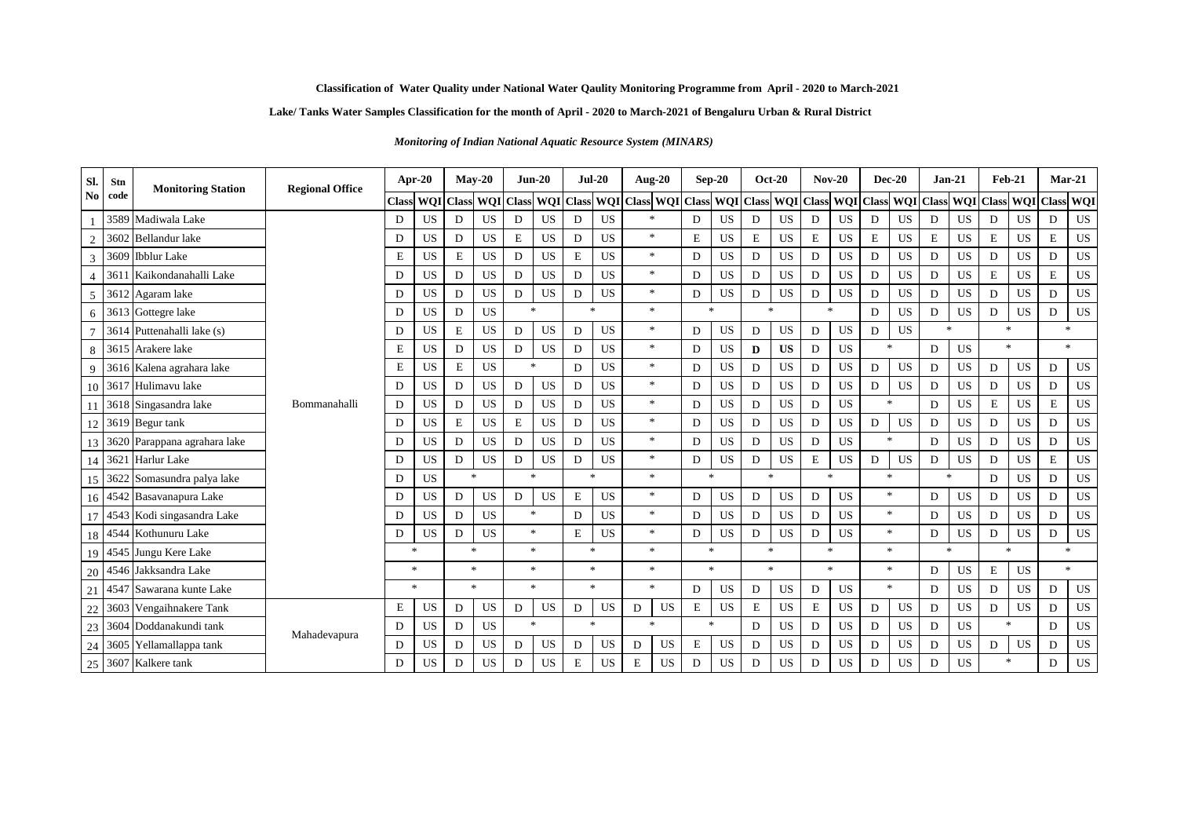**Classification of Water Quality under National Water Qaulity Monitoring Programme from April - 2020 to March-2021**

**Lake/ Tanks Water Samples Classification for the month of April - 2020 to March-2021 of Bengaluru Urban & Rural District**

***Monitoring of Indian National Aquatic Resource System (MINARS)***

| Sl. No | Stn code | Monitoring Station | Regional Office | Apr-20 | | May-20 | | Jun-20 | | Jul-20 | | Aug-20 | | Sep-20 | | Oct-20 | | Nov-20 | | Dec-20 | | Jan-21 | | Feb-21 | | Mar-21 | |
|---|---|---|---|---|---|---|---|---|---|---|---|---|---|---|---|---|---|---|---|---|---|---|---|---|---|---|---|
| | | | | Class | WQI | Class | WQI | Class | WQI | Class | WQI | Class | WQI | Class | WQI | Class | WQI | Class | WQI | Class | WQI | Class | WQI | Class | WQI | Class | WQI |
| 1 | 3589 | Madiwala Lake | Bommanahalli | D | US | D | US | D | US | D | US | * | | D | US | D | US | D | US | D | US | D | US | D | US | D | US |
| 2 | 3602 | Bellandur lake | | D | US | D | US | E | US | D | US | * | | E | US | E | US | E | US | E | US | E | US | E | US | E | US |
| 3 | 3609 | Ibblur Lake | | E | US | E | US | D | US | E | US | * | | D | US | D | US | D | US | D | US | D | US | D | US | D | US |
| 4 | 3611 | Kaikondanahalli Lake | | D | US | D | US | D | US | D | US | * | | D | US | D | US | D | US | D | US | D | US | E | US | E | US |
| 5 | 3612 | Agaram lake | | D | US | D | US | D | US | D | US | * | | D | US | D | US | D | US | D | US | D | US | D | US | D | US |
| 6 | 3613 | Gottegre lake | | D | US | D | US | * | | * | | * | | * | | * | | * | | D | US | D | US | D | US | D | US |
| 7 | 3614 | Puttenahalli lake (s) | | D | US | E | US | D | US | D | US | * | | D | US | D | US | D | US | D | US | * | | * | | * | |
| 8 | 3615 | Arakere lake | | E | US | D | US | D | US | D | US | * | | D | US | **D** | **US** | D | US | * | | D | US | * | | * | |
| 9 | 3616 | Kalena agrahara lake | | E | US | E | US | * | | D | US | * | | D | US | D | US | D | US | D | US | D | US | D | US | D | US |
| 10 | 3617 | Hulimavu lake | | D | US | D | US | D | US | D | US | * | | D | US | D | US | D | US | D | US | D | US | D | US | D | US |
| 11 | 3618 | Singasandra lake | | D | US | D | US | D | US | D | US | * | | D | US | D | US | D | US | * | | D | US | E | US | E | US |
| 12 | 3619 | Begur tank | | D | US | E | US | E | US | D | US | * | | D | US | D | US | D | US | D | US | D | US | D | US | D | US |
| 13 | 3620 | Parappana agrahara lake | | D | US | D | US | D | US | D | US | * | | D | US | D | US | D | US | * | | D | US | D | US | D | US |
| 14 | 3621 | Harlur Lake | | D | US | D | US | D | US | D | US | * | | D | US | D | US | E | US | D | US | D | US | D | US | E | US |
| 15 | 3622 | Somasundra palya lake | | D | US | * | | * | | * | | * | | * | | * | | * | | * | | * | | D | US | D | US |
| 16 | 4542 | Basavanapura Lake | | D | US | D | US | D | US | E | US | * | | D | US | D | US | D | US | * | | D | US | D | US | D | US |
| 17 | 4543 | Kodi singasandra Lake | | D | US | D | US | * | | D | US | * | | D | US | D | US | D | US | * | | D | US | D | US | D | US |
| 18 | 4544 | Kothunuru Lake | | D | US | D | US | * | | E | US | * | | D | US | D | US | D | US | * | | D | US | D | US | D | US |
| 19 | 4545 | Jungu Kere Lake | | * | | * | | * | | * | | * | | * | | * | | * | | * | | * | | * | | * | |
| 20 | 4546 | Jakksandra Lake | | * | | * | | * | | * | | * | | * | | * | | * | | * | | D | US | E | US | * | |
| 21 | 4547 | Sawarana kunte Lake | | * | | * | | * | | * | | * | | D | US | D | US | D | US | * | | D | US | D | US | D | US |
| 22 | 3603 | Vengaihnakere Tank | Mahadevapura | E | US | D | US | D | US | D | US | D | US | E | US | E | US | E | US | D | US | D | US | D | US | D | US |
| 23 | 3604 | Doddanakundi tank | | D | US | D | US | * | | * | | * | | * | | D | US | D | US | D | US | D | US | * | | D | US |
| 24 | 3605 | Yellamallappa tank | | D | US | D | US | D | US | D | US | D | US | E | US | D | US | D | US | D | US | D | US | D | US | D | US |
| 25 | 3607 | Kalkere tank | | D | US | D | US | D | US | E | US | E | US | D | US | D | US | D | US | D | US | D | US | * | | D | US |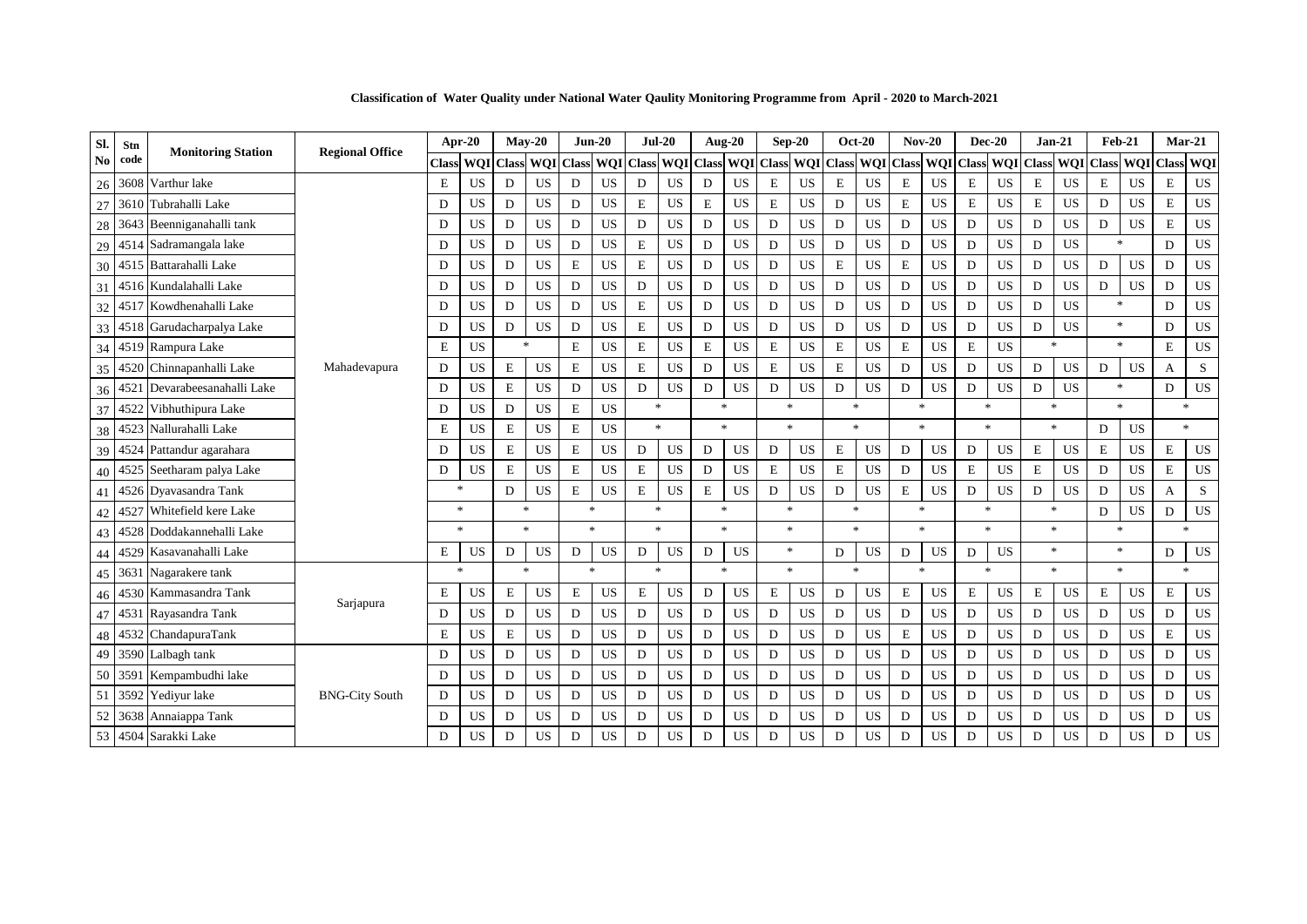**Classification of Water Quality under National Water Qaulity Monitoring Programme from April - 2020 to March-2021**

| Sl. No | Stn code | Monitoring Station | Regional Office | Apr-20 | | May-20 | | Jun-20 | | Jul-20 | | Aug-20 | | Sep-20 | | Oct-20 | | Nov-20 | | Dec-20 | | Jan-21 | | Feb-21 | | Mar-21 | |
|---|---|---|---|---|---|---|---|---|---|---|---|---|---|---|---|---|---|---|---|---|---|---|---|---|---|---|---|
| | | | | Class | WQI | Class | WQI | Class | WQI | Class | WQI | Class | WQI | Class | WQI | Class | WQI | Class | WQI | Class | WQI | Class | WQI | Class | WQI | Class | WQI |
| 26 | 3608 | Varthur lake | Mahadevapura | E | US | D | US | D | US | D | US | D | US | E | US | E | US | E | US | E | US | E | US | E | US | E | US |
| 27 | 3610 | Tubrahalli Lake | | D | US | D | US | D | US | E | US | E | US | E | US | D | US | E | US | E | US | E | US | D | US | E | US |
| 28 | 3643 | Beenniganahalli tank | | D | US | D | US | D | US | D | US | D | US | D | US | D | US | D | US | D | US | D | US | D | US | E | US |
| 29 | 4514 | Sadramangala lake | | D | US | D | US | D | US | E | US | D | US | D | US | D | US | D | US | D | US | D | US | * | | D | US |
| 30 | 4515 | Battarahalli Lake | | D | US | D | US | E | US | E | US | D | US | D | US | E | US | E | US | D | US | D | US | D | US | D | US |
| 31 | 4516 | Kundalahalli Lake | | D | US | D | US | D | US | D | US | D | US | D | US | D | US | D | US | D | US | D | US | D | US | D | US |
| 32 | 4517 | Kowdhenahalli Lake | | D | US | D | US | D | US | E | US | D | US | D | US | D | US | D | US | D | US | D | US | * | | D | US |
| 33 | 4518 | Garudacharpalya Lake | | D | US | D | US | D | US | E | US | D | US | D | US | D | US | D | US | D | US | D | US | * | | D | US |
| 34 | 4519 | Rampura Lake | | E | US | * | | E | US | E | US | E | US | E | US | E | US | E | US | E | US | * | | * | | E | US |
| 35 | 4520 | Chinnapanhalli Lake | | D | US | E | US | E | US | E | US | D | US | E | US | E | US | D | US | D | US | D | US | D | US | A | S |
| 36 | 4521 | Devarabeesanahalli Lake | | D | US | E | US | D | US | D | US | D | US | D | US | D | US | D | US | D | US | D | US | * | | D | US |
| 37 | 4522 | Vibhuthipura Lake | | D | US | D | US | E | US | * | | * | | * | | * | | * | | * | | * | | * | | * | |
| 38 | 4523 | Nallurahalli Lake | | E | US | E | US | E | US | * | | * | | * | | * | | * | | * | | * | | D | US | * | |
| 39 | 4524 | Pattandur agarahara | | D | US | E | US | E | US | D | US | D | US | D | US | E | US | D | US | D | US | E | US | E | US | E | US |
| 40 | 4525 | Seetharam palya Lake | | D | US | E | US | E | US | E | US | D | US | E | US | E | US | D | US | E | US | E | US | D | US | E | US |
| 41 | 4526 | Dyavasandra Tank | | * | | D | US | E | US | E | US | E | US | D | US | D | US | E | US | D | US | D | US | D | US | A | S |
| 42 | 4527 | Whitefield kere Lake | | * | | * | | * | | * | | * | | * | | * | | * | | * | | * | | D | US | D | US |
| 43 | 4528 | Doddakannehalli Lake | | * | | * | | * | | * | | * | | * | | * | | * | | * | | * | | * | | * | |
| 44 | 4529 | Kasavanahalli Lake | | E | US | D | US | D | US | D | US | D | US | * | | D | US | D | US | D | US | * | | * | | D | US |
| 45 | 3631 | Nagarakere tank | Sarjapura | * | | * | | * | | * | | * | | * | | * | | * | | * | | * | | * | | * | |
| 46 | 4530 | Kammasandra Tank | | E | US | E | US | E | US | E | US | D | US | E | US | D | US | E | US | E | US | E | US | E | US | E | US |
| 47 | 4531 | Rayasandra Tank | | D | US | D | US | D | US | D | US | D | US | D | US | D | US | D | US | D | US | D | US | D | US | D | US |
| 48 | 4532 | ChandapuraTank | | E | US | E | US | D | US | D | US | D | US | D | US | D | US | E | US | D | US | D | US | D | US | E | US |
| 49 | 3590 | Lalbagh tank | BNG-City South | D | US | D | US | D | US | D | US | D | US | D | US | D | US | D | US | D | US | D | US | D | US | D | US |
| 50 | 3591 | Kempambudhi lake | | D | US | D | US | D | US | D | US | D | US | D | US | D | US | D | US | D | US | D | US | D | US | D | US |
| 51 | 3592 | Yediyur lake | | D | US | D | US | D | US | D | US | D | US | D | US | D | US | D | US | D | US | D | US | D | US | D | US |
| 52 | 3638 | Annaiappa Tank | | D | US | D | US | D | US | D | US | D | US | D | US | D | US | D | US | D | US | D | US | D | US | D | US |
| 53 | 4504 | Sarakki Lake | | D | US | D | US | D | US | D | US | D | US | D | US | D | US | D | US | D | US | D | US | D | US | D | US |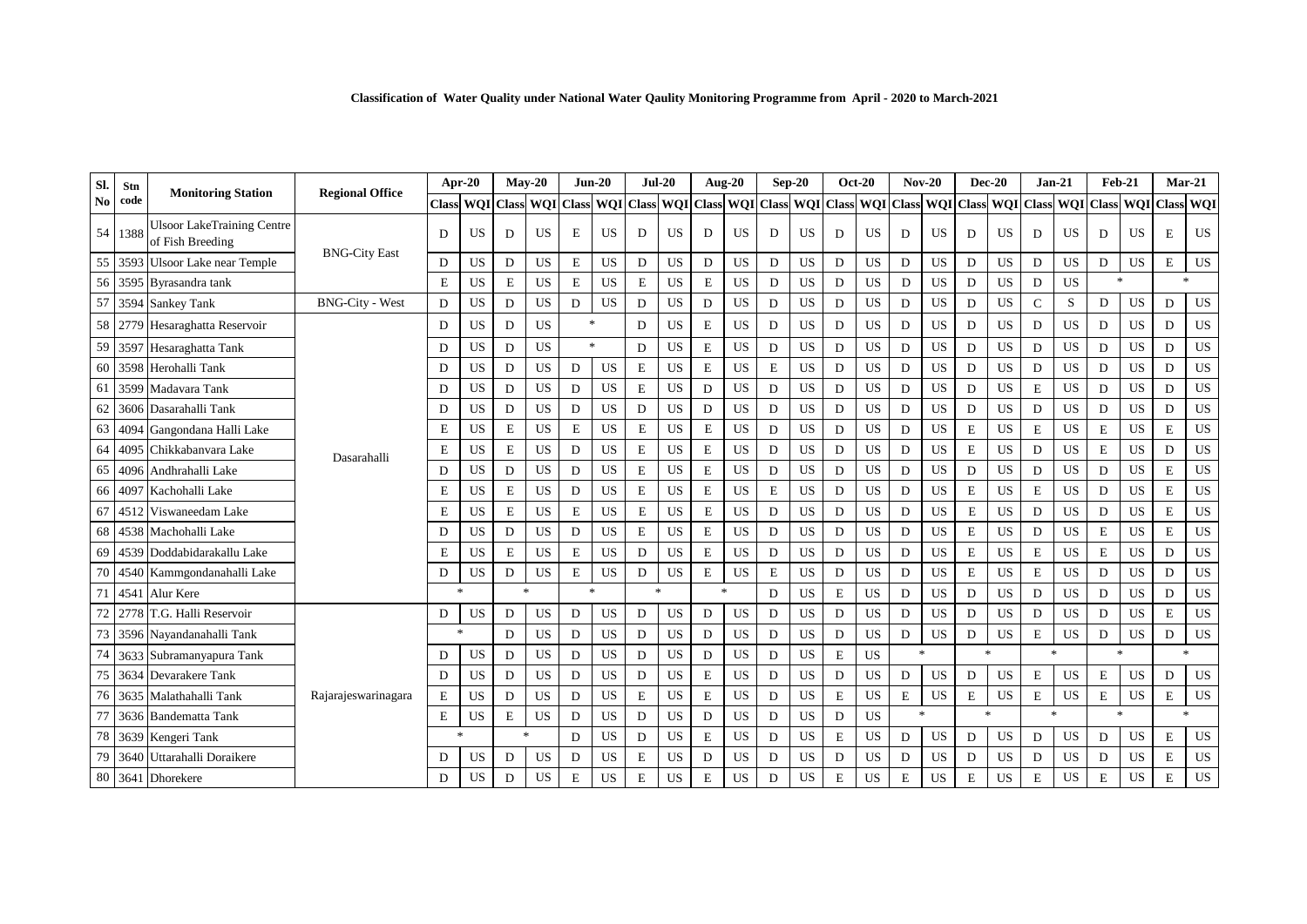**Classification of Water Quality under National Water Qaulity Monitoring Programme from April - 2020 to March-2021**

| Sl. No | Stn code | Monitoring Station | Regional Office | Apr-20 | | May-20 | | Jun-20 | | Jul-20 | | Aug-20 | | Sep-20 | | Oct-20 | | Nov-20 | | Dec-20 | | Jan-21 | | Feb-21 | | Mar-21 | |
|---|---|---|---|---|---|---|---|---|---|---|---|---|---|---|---|---|---|---|---|---|---|---|---|---|---|---|---|
| | | | | Class | WQI | Class | WQI | Class | WQI | Class | WQI | Class | WQI | Class | WQI | Class | WQI | Class | WQI | Class | WQI | Class | WQI | Class | WQI | Class | WQI |
| 54 | 1388 | Ulsoor LakeTraining Centre of Fish Breeding | BNG-City East | D | US | D | US | E | US | D | US | D | US | D | US | D | US | D | US | D | US | D | US | D | US | E | US |
| 55 | 3593 | Ulsoor Lake near Temple | | D | US | D | US | E | US | D | US | D | US | D | US | D | US | D | US | D | US | D | US | D | US | E | US |
| 56 | 3595 | Byrasandra tank | | E | US | E | US | E | US | E | US | E | US | D | US | D | US | D | US | D | US | D | US | * | | * | |
| 57 | 3594 | Sankey Tank | BNG-City - West | D | US | D | US | D | US | D | US | D | US | D | US | D | US | D | US | D | US | C | S | D | US | D | US |
| 58 | 2779 | Hesaraghatta Reservoir | Dasarahalli | D | US | D | US | * | | D | US | E | US | D | US | D | US | D | US | D | US | D | US | D | US | D | US |
| 59 | 3597 | Hesaraghatta Tank | | D | US | D | US | * | | D | US | E | US | D | US | D | US | D | US | D | US | D | US | D | US | D | US |
| 60 | 3598 | Herohalli Tank | | D | US | D | US | D | US | E | US | E | US | E | US | D | US | D | US | D | US | D | US | D | US | D | US |
| 61 | 3599 | Madavara Tank | | D | US | D | US | D | US | E | US | D | US | D | US | D | US | D | US | D | US | E | US | D | US | D | US |
| 62 | 3606 | Dasarahalli Tank | | D | US | D | US | D | US | D | US | D | US | D | US | D | US | D | US | D | US | D | US | D | US | D | US |
| 63 | 4094 | Gangondana Halli Lake | | E | US | E | US | E | US | E | US | E | US | D | US | D | US | D | US | E | US | E | US | E | US | E | US |
| 64 | 4095 | Chikkabanvara Lake | | E | US | E | US | D | US | E | US | E | US | D | US | D | US | D | US | E | US | D | US | E | US | D | US |
| 65 | 4096 | Andhrahalli Lake | | D | US | D | US | D | US | E | US | E | US | D | US | D | US | D | US | D | US | D | US | D | US | E | US |
| 66 | 4097 | Kachohalli Lake | | E | US | E | US | D | US | E | US | E | US | E | US | D | US | D | US | E | US | E | US | D | US | E | US |
| 67 | 4512 | Viswaneedam Lake | | E | US | E | US | E | US | E | US | E | US | D | US | D | US | D | US | E | US | D | US | D | US | E | US |
| 68 | 4538 | Machohalli Lake | | D | US | D | US | D | US | E | US | E | US | D | US | D | US | D | US | E | US | D | US | E | US | E | US |
| 69 | 4539 | Doddabidarakallu Lake | | E | US | E | US | E | US | D | US | E | US | D | US | D | US | D | US | E | US | E | US | E | US | D | US |
| 70 | 4540 | Kammgondanahalli Lake | | D | US | D | US | E | US | D | US | E | US | E | US | D | US | D | US | E | US | E | US | D | US | D | US |
| 71 | 4541 | Alur Kere | | * | | * | | * | | * | | * | | D | US | E | US | D | US | D | US | D | US | D | US | D | US |
| 72 | 2778 | T.G. Halli Reservoir | Rajarajeswarinagara | D | US | D | US | D | US | D | US | D | US | D | US | D | US | D | US | D | US | D | US | D | US | E | US |
| 73 | 3596 | Nayandanahalli Tank | | * | | D | US | D | US | D | US | D | US | D | US | D | US | D | US | D | US | E | US | D | US | D | US |
| 74 | 3633 | Subramanyapura Tank | | D | US | D | US | D | US | D | US | D | US | D | US | E | US | * | | * | | * | | * | | * | |
| 75 | 3634 | Devarakere Tank | | D | US | D | US | D | US | D | US | E | US | D | US | D | US | D | US | D | US | E | US | E | US | D | US |
| 76 | 3635 | Malathahalli Tank | | E | US | D | US | D | US | E | US | E | US | D | US | E | US | E | US | E | US | E | US | E | US | E | US |
| 77 | 3636 | Bandematta Tank | | E | US | E | US | D | US | D | US | D | US | D | US | D | US | * | | * | | * | | * | | * | |
| 78 | 3639 | Kengeri Tank | | * | | * | | D | US | D | US | E | US | D | US | E | US | D | US | D | US | D | US | D | US | E | US |
| 79 | 3640 | Uttarahalli Doraikere | | D | US | D | US | D | US | E | US | D | US | D | US | D | US | D | US | D | US | D | US | D | US | E | US |
| 80 | 3641 | Dhorekere | | D | US | D | US | E | US | E | US | E | US | D | US | E | US | E | US | E | US | E | US | E | US | E | US |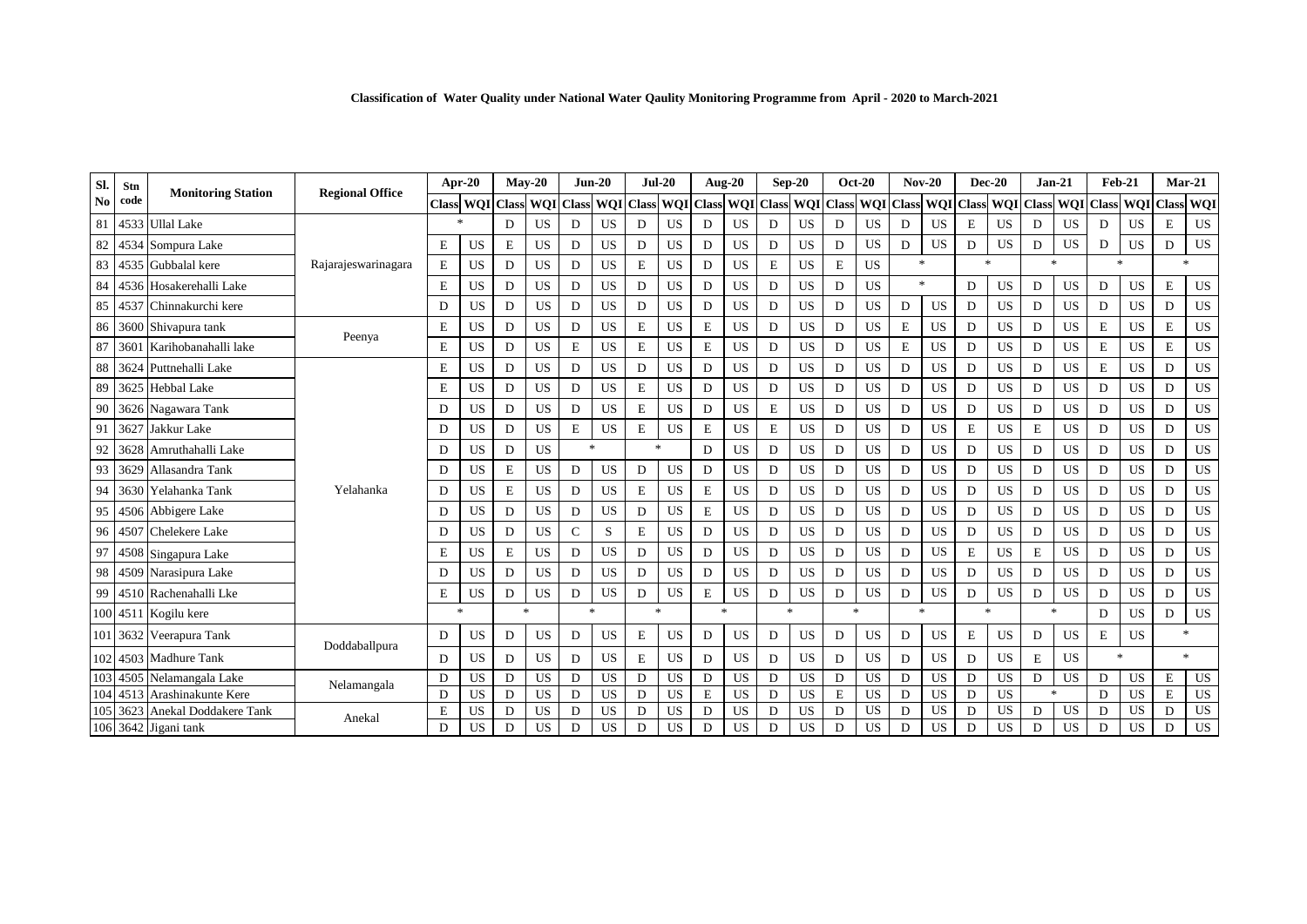**Classification of Water Quality under National Water Qaulity Monitoring Programme from April - 2020 to March-2021**

| Sl. No | Stn code | Monitoring Station | Regional Office | Apr-20 | | May-20 | | Jun-20 | | Jul-20 | | Aug-20 | | Sep-20 | | Oct-20 | | Nov-20 | | Dec-20 | | Jan-21 | | Feb-21 | | Mar-21 | |
|---|---|---|---|---|---|---|---|---|---|---|---|---|---|---|---|---|---|---|---|---|---|---|---|---|---|---|---|
| | | | | Class | WQI | Class | WQI | Class | WQI | Class | WQI | Class | WQI | Class | WQI | Class | WQI | Class | WQI | Class | WQI | Class | WQI | Class | WQI | Class | WQI |
| 81 | 4533 | Ullal Lake | Rajarajeswarinagara | * | | D | US | D | US | D | US | D | US | D | US | D | US | D | US | E | US | D | US | D | US | E | US |
| 82 | 4534 | Sompura Lake | | E | US | E | US | D | US | D | US | D | US | D | US | D | US | D | US | D | US | D | US | D | US | D | US |
| 83 | 4535 | Gubbalal kere | | E | US | D | US | D | US | E | US | D | US | E | US | E | US | * | | * | | * | | * | | * | |
| 84 | 4536 | Hosakerehalli Lake | | E | US | D | US | D | US | D | US | D | US | D | US | D | US | * | | D | US | D | US | D | US | E | US |
| 85 | 4537 | Chinnakurchi kere | | D | US | D | US | D | US | D | US | D | US | D | US | D | US | D | US | D | US | D | US | D | US | D | US |
| 86 | 3600 | Shivapura tank | Peenya | E | US | D | US | D | US | E | US | E | US | D | US | D | US | E | US | D | US | D | US | E | US | E | US |
| 87 | 3601 | Karihobanahalli lake | | E | US | D | US | E | US | E | US | E | US | D | US | D | US | E | US | D | US | D | US | E | US | E | US |
| 88 | 3624 | Puttnehalli Lake | Yelahanka | E | US | D | US | D | US | D | US | D | US | D | US | D | US | D | US | D | US | D | US | E | US | D | US |
| 89 | 3625 | Hebbal Lake | | E | US | D | US | D | US | E | US | D | US | D | US | D | US | D | US | D | US | D | US | D | US | D | US |
| 90 | 3626 | Nagawara Tank | | D | US | D | US | D | US | E | US | D | US | E | US | D | US | D | US | D | US | D | US | D | US | D | US |
| 91 | 3627 | Jakkur Lake | | D | US | D | US | E | US | E | US | E | US | E | US | D | US | D | US | E | US | E | US | D | US | D | US |
| 92 | 3628 | Amruthahalli Lake | | D | US | D | US | * | | * | | D | US | D | US | D | US | D | US | D | US | D | US | D | US | D | US |
| 93 | 3629 | Allasandra Tank | | D | US | E | US | D | US | D | US | D | US | D | US | D | US | D | US | D | US | D | US | D | US | D | US |
| 94 | 3630 | Yelahanka Tank | | D | US | E | US | D | US | E | US | E | US | D | US | D | US | D | US | D | US | D | US | D | US | D | US |
| 95 | 4506 | Abbigere Lake | | D | US | D | US | D | US | D | US | E | US | D | US | D | US | D | US | D | US | D | US | D | US | D | US |
| 96 | 4507 | Chelekere Lake | | D | US | D | US | C | S | E | US | D | US | D | US | D | US | D | US | D | US | D | US | D | US | D | US |
| 97 | 4508 | Singapura Lake | | E | US | E | US | D | US | D | US | D | US | D | US | D | US | D | US | E | US | E | US | D | US | D | US |
| 98 | 4509 | Narasipura Lake | | D | US | D | US | D | US | D | US | D | US | D | US | D | US | D | US | D | US | D | US | D | US | D | US |
| 99 | 4510 | Rachenahalli Lke | | E | US | D | US | D | US | D | US | E | US | D | US | D | US | D | US | D | US | D | US | D | US | D | US |
| 100 | 4511 | Kogilu kere | | * | | * | | * | | * | | * | | * | | * | | * | | * | | * | | D | US | D | US |
| 101 | 3632 | Veerapura Tank | Doddaballpura | D | US | D | US | D | US | E | US | D | US | D | US | D | US | D | US | E | US | D | US | E | US | * | |
| 102 | 4503 | Madhure Tank | | D | US | D | US | D | US | E | US | D | US | D | US | D | US | D | US | D | US | E | US | * | | * | |
| 103 | 4505 | Nelamangala Lake | Nelamangala | D | US | D | US | D | US | D | US | D | US | D | US | D | US | D | US | D | US | D | US | D | US | E | US |
| 104 | 4513 | Arashinakunte Kere | | D | US | D | US | D | US | D | US | E | US | D | US | E | US | D | US | D | US | * | | D | US | E | US |
| 105 | 3623 | Anekal Doddakere Tank | Anekal | E | US | D | US | D | US | D | US | D | US | D | US | D | US | D | US | D | US | D | US | D | US | D | US |
| 106 | 3642 | Jigani tank | | D | US | D | US | D | US | D | US | D | US | D | US | D | US | D | US | D | US | D | US | D | US | D | US |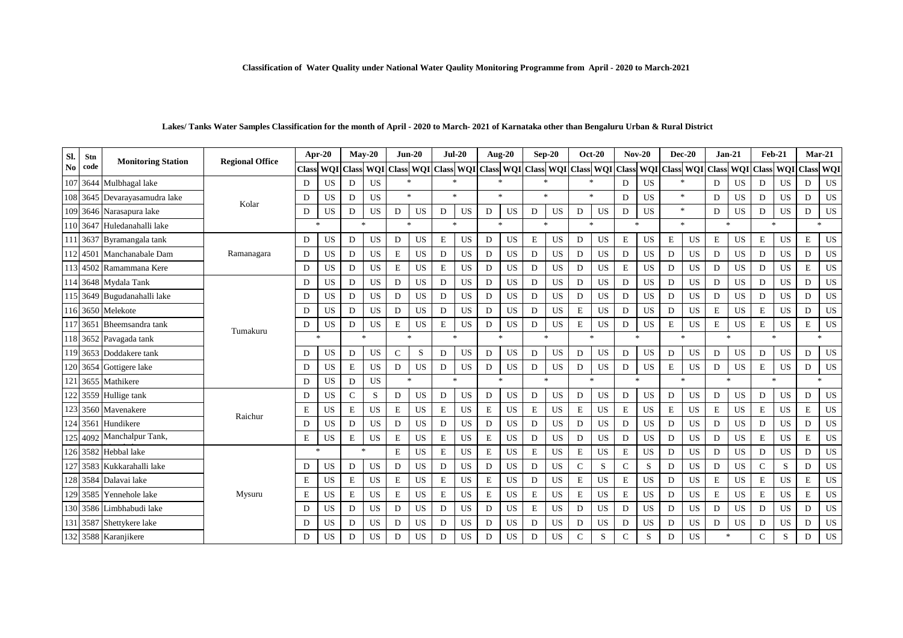**Classification of Water Quality under National Water Qaulity Monitoring Programme from April - 2020 to March-2021**

**Lakes/ Tanks Water Samples Classification for the month of April - 2020 to March- 2021 of Karnataka other than Bengaluru Urban & Rural District**

| Sl. No | Stn code | Monitoring Station | Regional Office | Apr-20 | | May-20 | | Jun-20 | | Jul-20 | | Aug-20 | | Sep-20 | | Oct-20 | | Nov-20 | | Dec-20 | | Jan-21 | | Feb-21 | | Mar-21 | |
|---|---|---|---|---|---|---|---|---|---|---|---|---|---|---|---|---|---|---|---|---|---|---|---|---|---|---|---|
| | | | | Class | WQI | Class | WQI | Class | WQI | Class | WQI | Class | WQI | Class | WQI | Class | WQI | Class | WQI | Class | WQI | Class | WQI | Class | WQI | Class | WQI |
| 107 | 3644 | Mulbhagal lake | Kolar | D | US | D | US | * | | * | | * | | * | | * | | D | US | * | | D | US | D | US | D | US |
| 108 | 3645 | Devarayasamudra lake | | D | US | D | US | * | | * | | * | | * | | * | | D | US | * | | D | US | D | US | D | US |
| 109 | 3646 | Narasapura lake | | D | US | D | US | D | US | D | US | D | US | D | US | D | US | D | US | * | | D | US | D | US | D | US |
| 110 | 3647 | Huledanahalli lake | | * | | * | | * | | * | | * | | * | | * | | * | | * | | * | | * | | * | |
| 111 | 3637 | Byramangala tank | Ramanagara | D | US | D | US | D | US | E | US | D | US | E | US | D | US | E | US | E | US | E | US | E | US | E | US |
| 112 | 4501 | Manchanabale Dam | | D | US | D | US | E | US | D | US | D | US | D | US | D | US | D | US | D | US | D | US | D | US | D | US |
| 113 | 4502 | Ramammana Kere | | D | US | D | US | E | US | E | US | D | US | D | US | D | US | E | US | D | US | D | US | D | US | E | US |
| 114 | 3648 | Mydala Tank | Tumakuru | D | US | D | US | D | US | D | US | D | US | D | US | D | US | D | US | D | US | D | US | D | US | D | US |
| 115 | 3649 | Bugudanahalli lake | | D | US | D | US | D | US | D | US | D | US | D | US | D | US | D | US | D | US | D | US | D | US | D | US |
| 116 | 3650 | Melekote | | D | US | D | US | D | US | D | US | D | US | D | US | E | US | D | US | D | US | E | US | E | US | D | US |
| 117 | 3651 | Bheemsandra tank | | D | US | D | US | E | US | E | US | D | US | D | US | E | US | D | US | E | US | E | US | E | US | E | US |
| 118 | 3652 | Pavagada tank | | * | | * | | * | | * | | * | | * | | * | | * | | * | | * | | * | | * | |
| 119 | 3653 | Doddakere tank | | D | US | D | US | C | S | D | US | D | US | D | US | D | US | D | US | D | US | D | US | D | US | D | US |
| 120 | 3654 | Gottigere lake | | D | US | E | US | D | US | D | US | D | US | D | US | D | US | D | US | E | US | D | US | E | US | D | US |
| 121 | 3655 | Mathikere | | D | US | D | US | * | | * | | * | | * | | * | | * | | * | | * | | * | | * | |
| 122 | 3559 | Hullige tank | Raichur | D | US | C | S | D | US | D | US | D | US | D | US | D | US | D | US | D | US | D | US | D | US | D | US |
| 123 | 3560 | Mavenakere | | E | US | E | US | E | US | E | US | E | US | E | US | E | US | E | US | E | US | E | US | E | US | E | US |
| 124 | 3561 | Hundikere | | D | US | D | US | D | US | D | US | D | US | D | US | D | US | D | US | D | US | D | US | D | US | D | US |
| 125 | 4092 | Manchalpur Tank, | | E | US | E | US | E | US | E | US | E | US | D | US | D | US | D | US | D | US | D | US | E | US | E | US |
| 126 | 3582 | Hebbal lake | Mysuru | * | | * | | E | US | E | US | E | US | E | US | E | US | E | US | D | US | D | US | D | US | D | US |
| 127 | 3583 | Kukkarahalli lake | | D | US | D | US | D | US | D | US | D | US | D | US | C | S | C | S | D | US | D | US | C | S | D | US |
| 128 | 3584 | Dalavai lake | | E | US | E | US | E | US | E | US | E | US | D | US | E | US | E | US | D | US | E | US | E | US | E | US |
| 129 | 3585 | Yennehole lake | | E | US | E | US | E | US | E | US | E | US | E | US | E | US | E | US | D | US | E | US | E | US | E | US |
| 130 | 3586 | Limbhabudi lake | | D | US | D | US | D | US | D | US | D | US | E | US | D | US | D | US | D | US | D | US | D | US | D | US |
| 131 | 3587 | Shettykere lake | | D | US | D | US | D | US | D | US | D | US | D | US | D | US | D | US | D | US | D | US | D | US | D | US |
| 132 | 3588 | Karanjikere | | D | US | D | US | D | US | D | US | D | US | D | US | C | S | C | S | D | US | * | | C | S | D | US |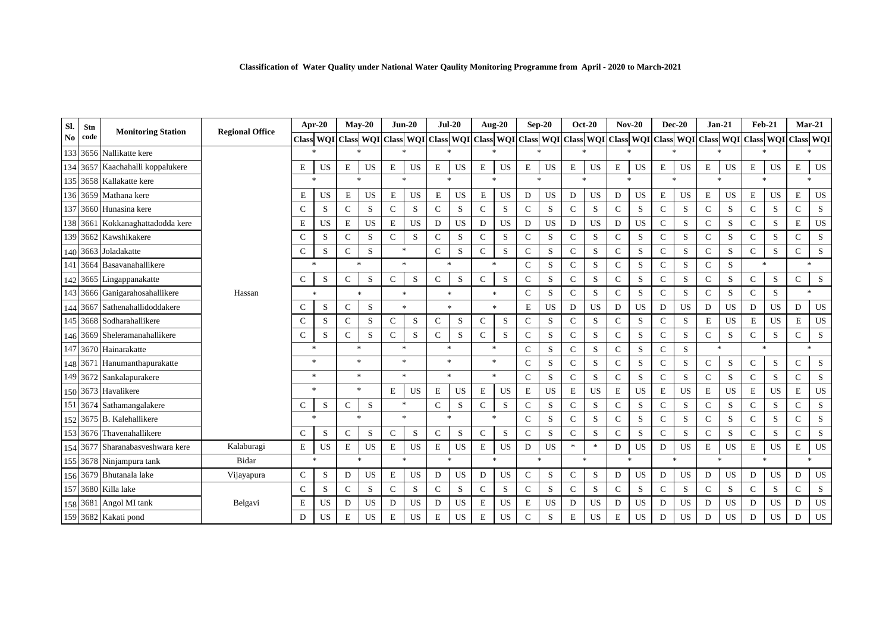**Classification of Water Quality under National Water Qaulity Monitoring Programme from April - 2020 to March-2021**

| Sl. No | Stn code | Monitoring Station | Regional Office | Apr-20 | | May-20 | | Jun-20 | | Jul-20 | | Aug-20 | | Sep-20 | | Oct-20 | | Nov-20 | | Dec-20 | | Jan-21 | | Feb-21 | | Mar-21 | |
|---|---|---|---|---|---|---|---|---|---|---|---|---|---|---|---|---|---|---|---|---|---|---|---|---|---|---|---|
| | | | | Class | WQI | Class | WQI | Class | WQI | Class | WQI | Class | WQI | Class | WQI | Class | WQI | Class | WQI | Class | WQI | Class | WQI | Class | WQI | Class | WQI |
| 133 | 3656 | Nallikatte kere | Hassan | * | | * | | * | | * | | * | | * | | * | | * | | * | | * | | * | | * | |
| 134 | 3657 | Kaachahalli koppalukere | | E | US | E | US | E | US | E | US | E | US | E | US | E | US | E | US | E | US | E | US | E | US | E | US |
| 135 | 3658 | Kallakatte kere | | * | | * | | * | | * | | * | | * | | * | | * | | * | | * | | * | | * | |
| 136 | 3659 | Mathana kere | | E | US | E | US | E | US | E | US | E | US | D | US | D | US | D | US | E | US | E | US | E | US | E | US |
| 137 | 3660 | Hunasina kere | | C | S | C | S | C | S | C | S | C | S | C | S | C | S | C | S | C | S | C | S | C | S | C | S |
| 138 | 3661 | Kokkanaghattadodda kere | | E | US | E | US | E | US | D | US | D | US | D | US | D | US | D | US | C | S | C | S | C | S | E | US |
| 139 | 3662 | Kawshikakere | | C | S | C | S | C | S | C | S | C | S | C | S | C | S | C | S | C | S | C | S | C | S | C | S |
| 140 | 3663 | Joladakatte | | C | S | C | S | * | | C | S | C | S | C | S | C | S | C | S | C | S | C | S | C | S | C | S |
| 141 | 3664 | Basavanahallikere | | * | | * | | * | | * | | * | | C | S | C | S | C | S | C | S | C | S | * | | * | |
| 142 | 3665 | Lingappanakatte | | C | S | C | S | C | S | C | S | C | S | C | S | C | S | C | S | C | S | C | S | C | S | C | S |
| 143 | 3666 | Ganigarahosahallikere | | * | | * | | * | | * | | * | | C | S | C | S | C | S | C | S | C | S | C | S | * | |
| 144 | 3667 | Sathenahallidoddakere | | C | S | C | S | * | | * | | * | | E | US | D | US | D | US | D | US | D | US | D | US | D | US |
| 145 | 3668 | Sodharahallikere | | C | S | C | S | C | S | C | S | C | S | C | S | C | S | C | S | C | S | E | US | E | US | E | US |
| 146 | 3669 | Sheleramanahallikere | | C | S | C | S | C | S | C | S | C | S | C | S | C | S | C | S | C | S | C | S | C | S | C | S |
| 147 | 3670 | Hainarakatte | | * | | * | | * | | * | | * | | C | S | C | S | C | S | C | S | * | | * | | * | |
| 148 | 3671 | Hanumanthapurakatte | | * | | * | | * | | * | | * | | C | S | C | S | C | S | C | S | C | S | C | S | C | S |
| 149 | 3672 | Sankalapurakere | | * | | * | | * | | * | | * | | C | S | C | S | C | S | C | S | C | S | C | S | C | S |
| 150 | 3673 | Havalikere | | * | | * | | E | US | E | US | E | US | E | US | E | US | E | US | E | US | E | US | E | US | E | US |
| 151 | 3674 | Sathamangalakere | | C | S | C | S | * | | C | S | C | S | C | S | C | S | C | S | C | S | C | S | C | S | C | S |
| 152 | 3675 | B. Kalehallikere | | * | | * | | * | | * | | * | | C | S | C | S | C | S | C | S | C | S | C | S | C | S |
| 153 | 3676 | Thavenahallikere | | C | S | C | S | C | S | C | S | C | S | C | S | C | S | C | S | C | S | C | S | C | S | C | S |
| 154 | 3677 | Sharanabasveshwara kere | Kalaburagi | E | US | E | US | E | US | E | US | E | US | D | US | * | * | D | US | D | US | E | US | E | US | E | US |
| 155 | 3678 | Ninjampura tank | Bidar | * | | * | | * | | * | | * | | * | | * | | * | | * | | * | | * | | * | |
| 156 | 3679 | Bhutanala lake | Vijayapura | C | S | D | US | E | US | D | US | D | US | C | S | C | S | D | US | D | US | D | US | D | US | D | US |
| 157 | 3680 | Killa lake | Belgavi | C | S | C | S | C | S | C | S | C | S | C | S | C | S | C | S | C | S | C | S | C | S | C | S |
| 158 | 3681 | Angol MI tank | | E | US | D | US | D | US | D | US | E | US | E | US | D | US | D | US | D | US | D | US | D | US | D | US |
| 159 | 3682 | Kakati pond | | D | US | E | US | E | US | E | US | E | US | C | S | E | US | E | US | D | US | D | US | D | US | D | US |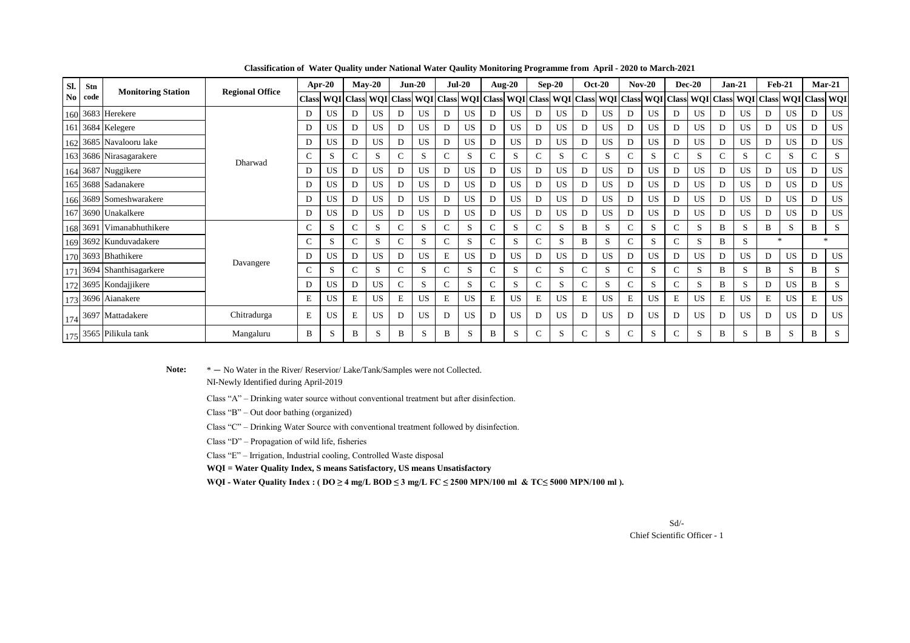**Classification of Water Quality under National Water Qaulity Monitoring Programme from April - 2020 to March-2021**

| Sl. No | Stn code | Monitoring Station | Regional Office | Apr-20 | | May-20 | | Jun-20 | | Jul-20 | | Aug-20 | | Sep-20 | | Oct-20 | | Nov-20 | | Dec-20 | | Jan-21 | | Feb-21 | | Mar-21 | |
|---|---|---|---|---|---|---|---|---|---|---|---|---|---|---|---|---|---|---|---|---|---|---|---|---|---|---|---|
| | | | | Class | WQI | Class | WQI | Class | WQI | Class | WQI | Class | WQI | Class | WQI | Class | WQI | Class | WQI | Class | WQI | Class | WQI | Class | WQI | Class | WQI |
| 160 | 3683 | Herekere | Dharwad | D | US | D | US | D | US | D | US | D | US | D | US | D | US | D | US | D | US | D | US | D | US | D | US |
| 161 | 3684 | Kelegere | | D | US | D | US | D | US | D | US | D | US | D | US | D | US | D | US | D | US | D | US | D | US | D | US |
| 162 | 3685 | Navalooru lake | | D | US | D | US | D | US | D | US | D | US | D | US | D | US | D | US | D | US | D | US | D | US | D | US |
| 163 | 3686 | Nirasagarakere | | C | S | C | S | C | S | C | S | C | S | C | S | C | S | C | S | C | S | C | S | C | S | C | S |
| 164 | 3687 | Nuggikere | | D | US | D | US | D | US | D | US | D | US | D | US | D | US | D | US | D | US | D | US | D | US | D | US |
| 165 | 3688 | Sadanakere | | D | US | D | US | D | US | D | US | D | US | D | US | D | US | D | US | D | US | D | US | D | US | D | US |
| 166 | 3689 | Someshwarakere | | D | US | D | US | D | US | D | US | D | US | D | US | D | US | D | US | D | US | D | US | D | US | D | US |
| 167 | 3690 | Unakalkere | | D | US | D | US | D | US | D | US | D | US | D | US | D | US | D | US | D | US | D | US | D | US | D | US |
| 168 | 3691 | Vimanabhuthikere | Davangere | C | S | C | S | C | S | C | S | C | S | C | S | B | S | C | S | C | S | B | S | B | S | B | S |
| 169 | 3692 | Kunduvadakere | | C | S | C | S | C | S | C | S | C | S | C | S | B | S | C | S | C | S | B | S | * | | * | |
| 170 | 3693 | Bhathikere | | D | US | D | US | D | US | E | US | D | US | D | US | D | US | D | US | D | US | D | US | D | US | D | US |
| 171 | 3694 | Shanthisagarkere | | C | S | C | S | C | S | C | S | C | S | C | S | C | S | C | S | C | S | B | S | B | S | B | S |
| 172 | 3695 | Kondajjikere | | D | US | D | US | C | S | C | S | C | S | C | S | C | S | C | S | C | S | B | S | D | US | B | S |
| 173 | 3696 | Aianakere | | E | US | E | US | E | US | E | US | E | US | E | US | E | US | E | US | E | US | E | US | E | US | E | US |
| 174 | 3697 | Mattadakere | Chitradurga | E | US | E | US | D | US | D | US | D | US | D | US | D | US | D | US | D | US | D | US | D | US | D | US |
| 175 | 3565 | Pilikula tank | Mangaluru | B | S | B | S | B | S | B | S | B | S | C | S | C | S | C | S | C | S | B | S | B | S | B | S |

**Note:** * — No Water in the River/ Reservior/ Lake/Tank/Samples were not Collected.

NI-Newly Identified during April-2019

Class "A" – Drinking water source without conventional treatment but after disinfection.

Class "B" – Out door bathing (organized)

Class "C" – Drinking Water Source with conventional treatment followed by disinfection.

Class "D" – Propagation of wild life, fisheries

Class "E" – Irrigation, Industrial cooling, Controlled Waste disposal

**WQI = Water Quality Index, S means Satisfactory, US means Unsatisfactory**

**WQI - Water Quality Index : ( DO ≥ 4 mg/L BOD ≤ 3 mg/L FC ≤ 2500 MPN/100 ml & TC≤ 5000 MPN/100 ml ).**

Sd/-

Chief Scientific Officer - 1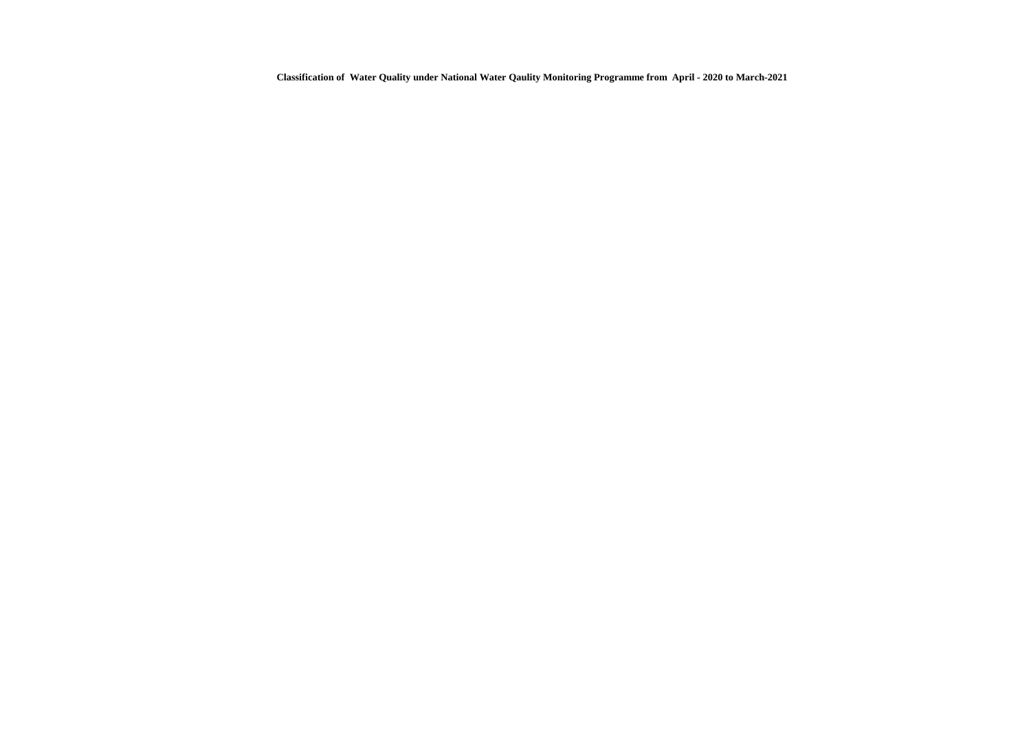**Classification of Water Quality under National Water Qaulity Monitoring Programme from April - 2020 to March-2021**